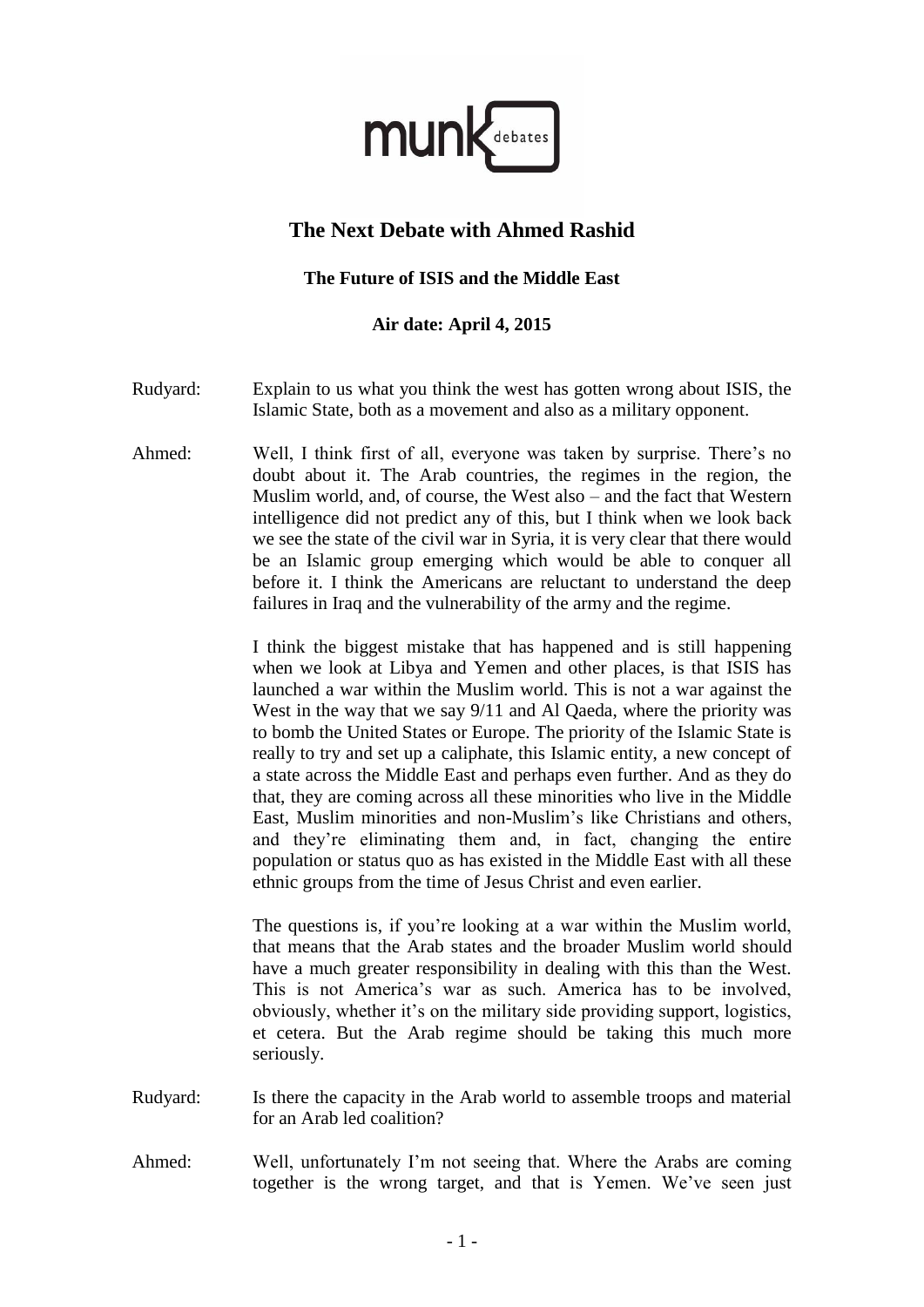munk debates

# The Next Debate with Ahmed Rashid

### The Future of ISIS and the Middle East

**Air date: April 4, 2015**

**Rudyard:** Explain to us what you think the west has gotten wrong about ISIS, the Islamic State, both as a movement and also as a military opponent.

**Ahmed:** Well, I think first of all, everyone was taken by surprise. There's no doubt about it. The Arab countries, the regimes in the region, the Muslim world, and, of course, the West also – and the fact that Western intelligence did not predict any of this, but I think when we look back we see the state of the civil war in Syria, it is very clear that there would be an Islamic group emerging which would be able to conquer all before it. I think the Americans are reluctant to understand the deep failures in Iraq and the vulnerability of the army and the regime.

I think the biggest mistake that has happened and is still happening when we look at Libya and Yemen and other places, is that ISIS has launched a war within the Muslim world. This is not a war against the West in the way that we say 9/11 and Al Qaeda, where the priority was to bomb the United States or Europe. The priority of the Islamic State is really to try and set up a caliphate, this Islamic entity, a new concept of a state across the Middle East and perhaps even further. And as they do that, they are coming across all these minorities who live in the Middle East, Muslim minorities and non-Muslim's like Christians and others, and they're eliminating them and, in fact, changing the entire population or status quo as has existed in the Middle East with all these ethnic groups from the time of Jesus Christ and even earlier.

The questions is, if you're looking at a war within the Muslim world, that means that the Arab states and the broader Muslim world should have a much greater responsibility in dealing with this than the West. This is not America's war as such. America has to be involved, obviously, whether it's on the military side providing support, logistics, et cetera. But the Arab regime should be taking this much more seriously.

**Rudyard:** Is there the capacity in the Arab world to assemble troops and material for an Arab led coalition?

**Ahmed:** Well, unfortunately I'm not seeing that. Where the Arabs are coming together is the wrong target, and that is Yemen. We've seen just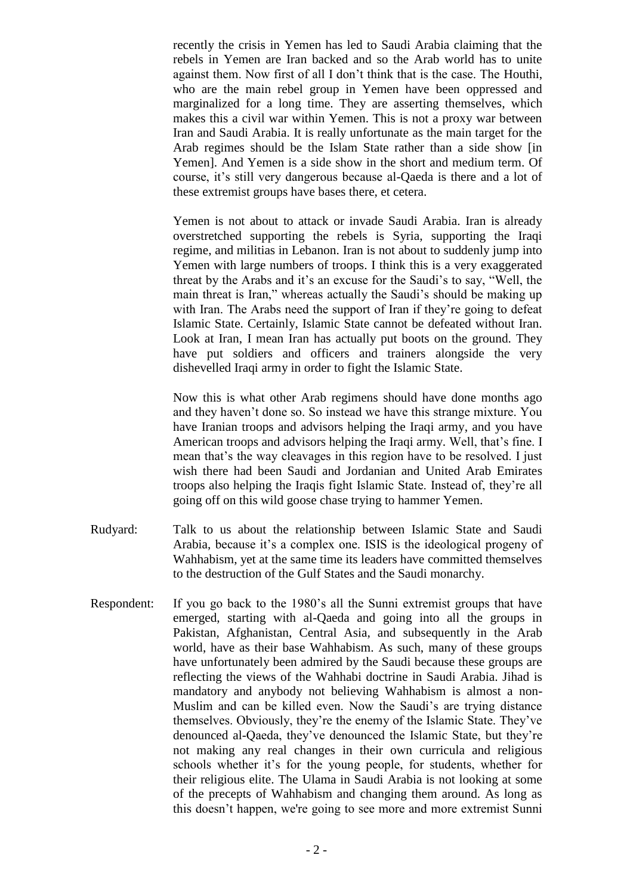recently the crisis in Yemen has led to Saudi Arabia claiming that the rebels in Yemen are Iran backed and so the Arab world has to unite against them. Now first of all I don't think that is the case. The Houthi, who are the main rebel group in Yemen have been oppressed and marginalized for a long time. They are asserting themselves, which makes this a civil war within Yemen. This is not a proxy war between Iran and Saudi Arabia. It is really unfortunate as the main target for the Arab regimes should be the Islam State rather than a side show [in Yemen]. And Yemen is a side show in the short and medium term. Of course, it's still very dangerous because al-Qaeda is there and a lot of these extremist groups have bases there, et cetera.

Yemen is not about to attack or invade Saudi Arabia. Iran is already overstretched supporting the rebels is Syria, supporting the Iraqi regime, and militias in Lebanon. Iran is not about to suddenly jump into Yemen with large numbers of troops. I think this is a very exaggerated threat by the Arabs and it's an excuse for the Saudi's to say, "Well, the main threat is Iran," whereas actually the Saudi's should be making up with Iran. The Arabs need the support of Iran if they're going to defeat Islamic State. Certainly, Islamic State cannot be defeated without Iran. Look at Iran, I mean Iran has actually put boots on the ground. They have put soldiers and officers and trainers alongside the very dishevelled Iraqi army in order to fight the Islamic State.

Now this is what other Arab regimens should have done months ago and they haven't done so. So instead we have this strange mixture. You have Iranian troops and advisors helping the Iraqi army, and you have American troops and advisors helping the Iraqi army. Well, that's fine. I mean that's the way cleavages in this region have to be resolved. I just wish there had been Saudi and Jordanian and United Arab Emirates troops also helping the Iraqis fight Islamic State. Instead of, they're all going off on this wild goose chase trying to hammer Yemen.

Rudyard: Talk to us about the relationship between Islamic State and Saudi Arabia, because it's a complex one. ISIS is the ideological progeny of Wahhabism, yet at the same time its leaders have committed themselves to the destruction of the Gulf States and the Saudi monarchy.

Respondent: If you go back to the 1980's all the Sunni extremist groups that have emerged, starting with al-Qaeda and going into all the groups in Pakistan, Afghanistan, Central Asia, and subsequently in the Arab world, have as their base Wahhabism. As such, many of these groups have unfortunately been admired by the Saudi because these groups are reflecting the views of the Wahhabi doctrine in Saudi Arabia. Jihad is mandatory and anybody not believing Wahhabism is almost a non-Muslim and can be killed even. Now the Saudi's are trying distance themselves. Obviously, they're the enemy of the Islamic State. They've denounced al-Qaeda, they've denounced the Islamic State, but they're not making any real changes in their own curricula and religious schools whether it's for the young people, for students, whether for their religious elite. The Ulama in Saudi Arabia is not looking at some of the precepts of Wahhabism and changing them around. As long as this doesn't happen, we're going to see more and more extremist Sunni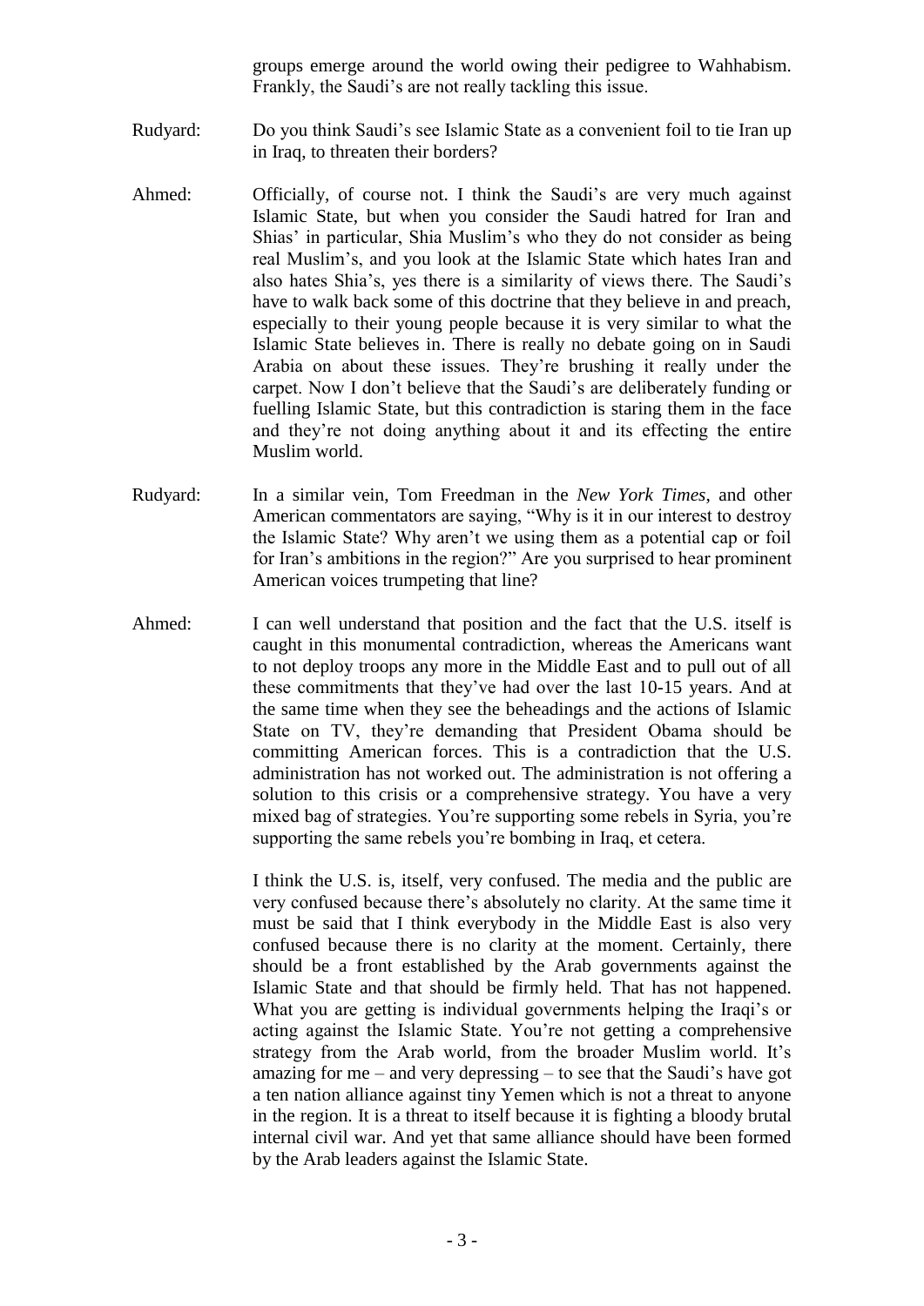groups emerge around the world owing their pedigree to Wahhabism. Frankly, the Saudi's are not really tackling this issue.

Rudyard: Do you think Saudi's see Islamic State as a convenient foil to tie Iran up in Iraq, to threaten their borders?

Ahmed: Officially, of course not. I think the Saudi's are very much against Islamic State, but when you consider the Saudi hatred for Iran and Shias' in particular, Shia Muslim's who they do not consider as being real Muslim's, and you look at the Islamic State which hates Iran and also hates Shia's, yes there is a similarity of views there. The Saudi's have to walk back some of this doctrine that they believe in and preach, especially to their young people because it is very similar to what the Islamic State believes in. There is really no debate going on in Saudi Arabia on about these issues. They're brushing it really under the carpet. Now I don't believe that the Saudi's are deliberately funding or fuelling Islamic State, but this contradiction is staring them in the face and they're not doing anything about it and its effecting the entire Muslim world.

Rudyard: In a similar vein, Tom Freedman in the *New York Times*, and other American commentators are saying, "Why is it in our interest to destroy the Islamic State? Why aren't we using them as a potential cap or foil for Iran's ambitions in the region?" Are you surprised to hear prominent American voices trumpeting that line?

Ahmed: I can well understand that position and the fact that the U.S. itself is caught in this monumental contradiction, whereas the Americans want to not deploy troops any more in the Middle East and to pull out of all these commitments that they've had over the last 10-15 years. And at the same time when they see the beheadings and the actions of Islamic State on TV, they're demanding that President Obama should be committing American forces. This is a contradiction that the U.S. administration has not worked out. The administration is not offering a solution to this crisis or a comprehensive strategy. You have a very mixed bag of strategies. You're supporting some rebels in Syria, you're supporting the same rebels you're bombing in Iraq, et cetera.

I think the U.S. is, itself, very confused. The media and the public are very confused because there's absolutely no clarity. At the same time it must be said that I think everybody in the Middle East is also very confused because there is no clarity at the moment. Certainly, there should be a front established by the Arab governments against the Islamic State and that should be firmly held. That has not happened. What you are getting is individual governments helping the Iraqi's or acting against the Islamic State. You're not getting a comprehensive strategy from the Arab world, from the broader Muslim world. It's amazing for me – and very depressing – to see that the Saudi's have got a ten nation alliance against tiny Yemen which is not a threat to anyone in the region. It is a threat to itself because it is fighting a bloody brutal internal civil war. And yet that same alliance should have been formed by the Arab leaders against the Islamic State.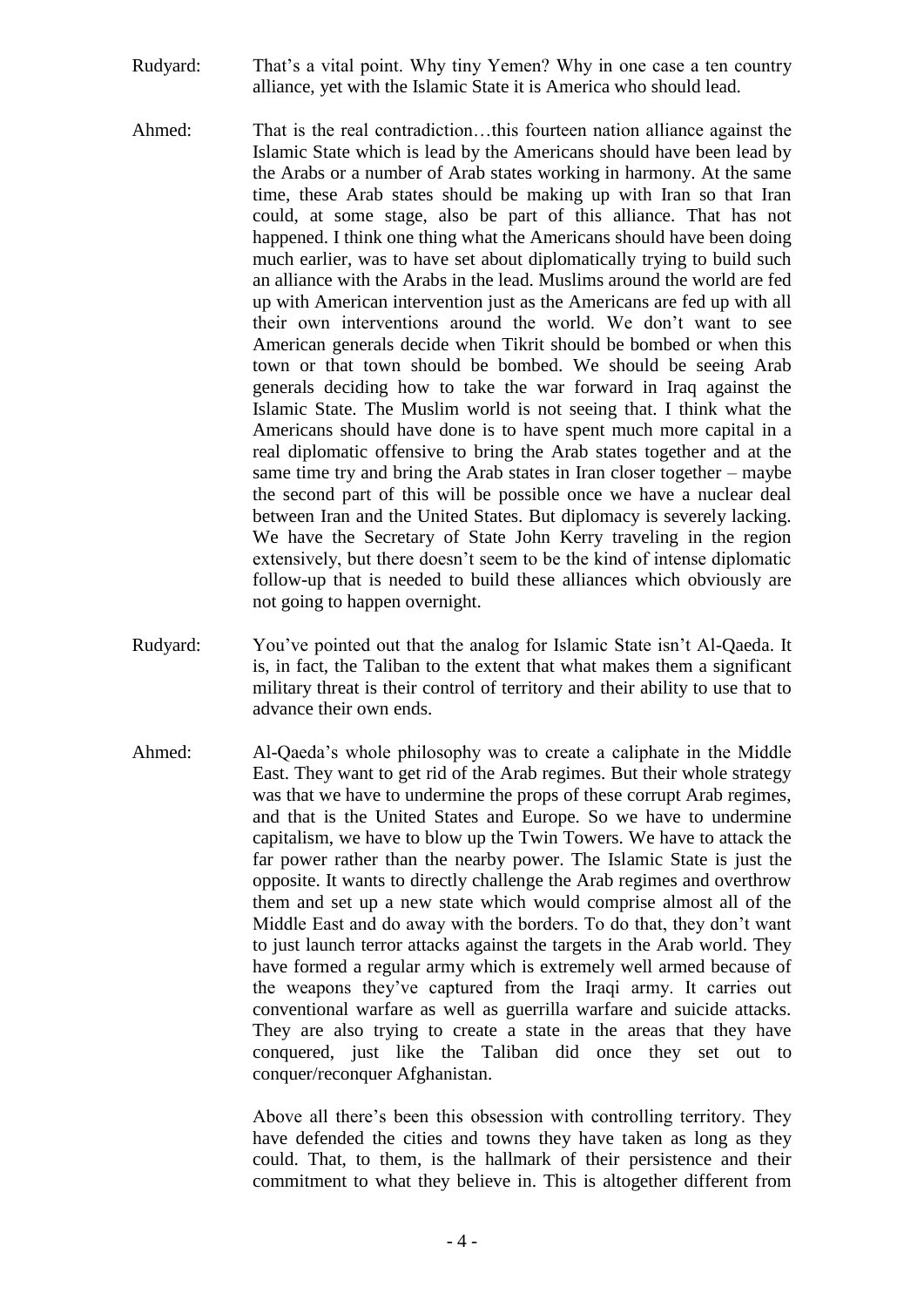Rudyard: That's a vital point. Why tiny Yemen? Why in one case a ten country alliance, yet with the Islamic State it is America who should lead.

Ahmed: That is the real contradiction…this fourteen nation alliance against the Islamic State which is lead by the Americans should have been lead by the Arabs or a number of Arab states working in harmony. At the same time, these Arab states should be making up with Iran so that Iran could, at some stage, also be part of this alliance. That has not happened. I think one thing what the Americans should have been doing much earlier, was to have set about diplomatically trying to build such an alliance with the Arabs in the lead. Muslims around the world are fed up with American intervention just as the Americans are fed up with all their own interventions around the world. We don't want to see American generals decide when Tikrit should be bombed or when this town or that town should be bombed. We should be seeing Arab generals deciding how to take the war forward in Iraq against the Islamic State. The Muslim world is not seeing that. I think what the Americans should have done is to have spent much more capital in a real diplomatic offensive to bring the Arab states together and at the same time try and bring the Arab states in Iran closer together – maybe the second part of this will be possible once we have a nuclear deal between Iran and the United States. But diplomacy is severely lacking. We have the Secretary of State John Kerry traveling in the region extensively, but there doesn't seem to be the kind of intense diplomatic follow-up that is needed to build these alliances which obviously are not going to happen overnight.

Rudyard: You've pointed out that the analog for Islamic State isn't Al-Qaeda. It is, in fact, the Taliban to the extent that what makes them a significant military threat is their control of territory and their ability to use that to advance their own ends.

Ahmed: Al-Qaeda's whole philosophy was to create a caliphate in the Middle East. They want to get rid of the Arab regimes. But their whole strategy was that we have to undermine the props of these corrupt Arab regimes, and that is the United States and Europe. So we have to undermine capitalism, we have to blow up the Twin Towers. We have to attack the far power rather than the nearby power. The Islamic State is just the opposite. It wants to directly challenge the Arab regimes and overthrow them and set up a new state which would comprise almost all of the Middle East and do away with the borders. To do that, they don't want to just launch terror attacks against the targets in the Arab world. They have formed a regular army which is extremely well armed because of the weapons they've captured from the Iraqi army. It carries out conventional warfare as well as guerrilla warfare and suicide attacks. They are also trying to create a state in the areas that they have conquered, just like the Taliban did once they set out to conquer/reconquer Afghanistan.

Above all there's been this obsession with controlling territory. They have defended the cities and towns they have taken as long as they could. That, to them, is the hallmark of their persistence and their commitment to what they believe in. This is altogether different from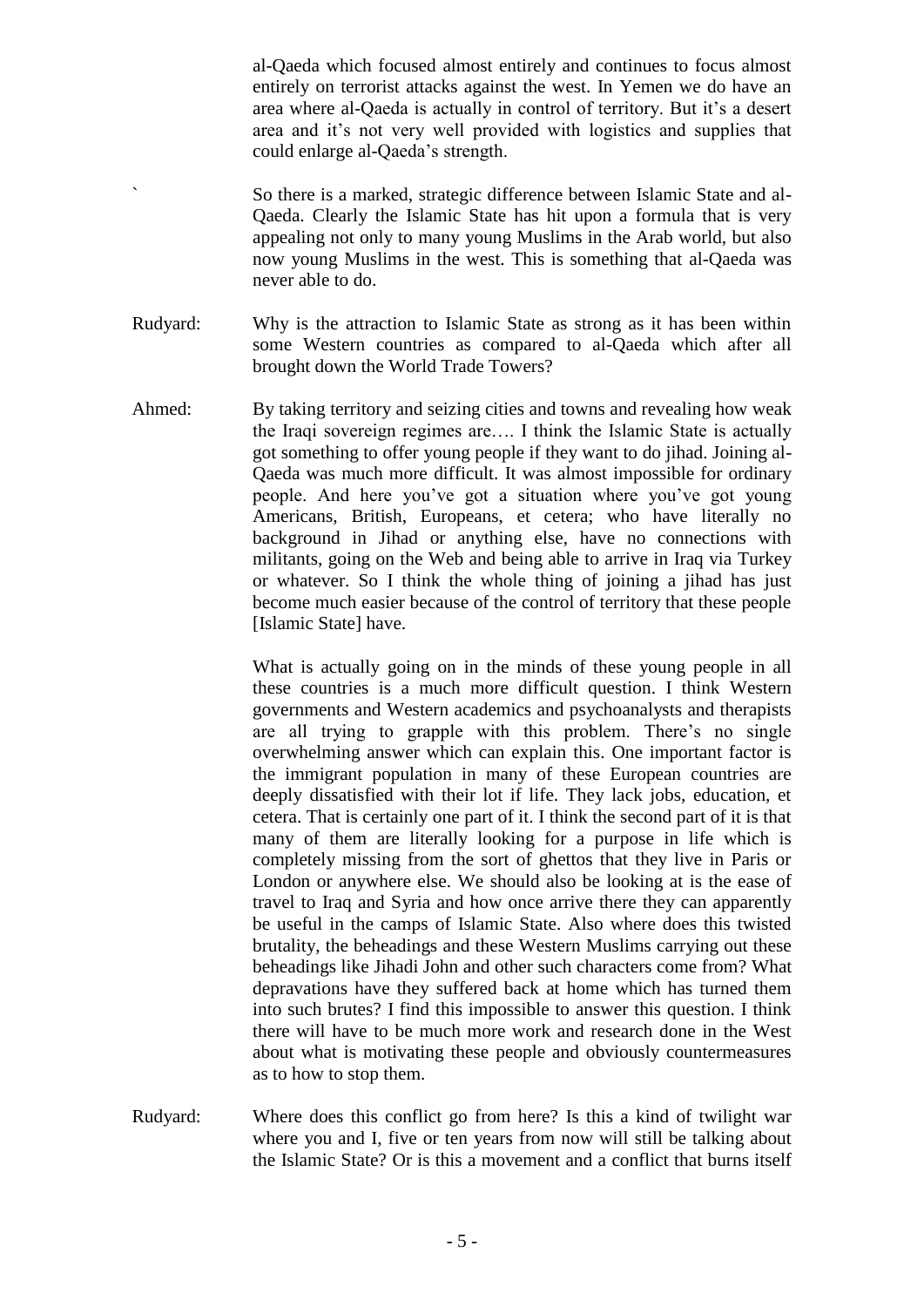al-Qaeda which focused almost entirely and continues to focus almost entirely on terrorist attacks against the west. In Yemen we do have an area where al-Qaeda is actually in control of territory. But it's a desert area and it's not very well provided with logistics and supplies that could enlarge al-Qaeda's strength.

` So there is a marked, strategic difference between Islamic State and al-Qaeda. Clearly the Islamic State has hit upon a formula that is very appealing not only to many young Muslims in the Arab world, but also now young Muslims in the west. This is something that al-Qaeda was never able to do.

Rudyard: Why is the attraction to Islamic State as strong as it has been within some Western countries as compared to al-Qaeda which after all brought down the World Trade Towers?

Ahmed: By taking territory and seizing cities and towns and revealing how weak the Iraqi sovereign regimes are…. I think the Islamic State is actually got something to offer young people if they want to do jihad. Joining al-Qaeda was much more difficult. It was almost impossible for ordinary people. And here you've got a situation where you've got young Americans, British, Europeans, et cetera; who have literally no background in Jihad or anything else, have no connections with militants, going on the Web and being able to arrive in Iraq via Turkey or whatever. So I think the whole thing of joining a jihad has just become much easier because of the control of territory that these people [Islamic State] have.

What is actually going on in the minds of these young people in all these countries is a much more difficult question. I think Western governments and Western academics and psychoanalysts and therapists are all trying to grapple with this problem. There's no single overwhelming answer which can explain this. One important factor is the immigrant population in many of these European countries are deeply dissatisfied with their lot if life. They lack jobs, education, et cetera. That is certainly one part of it. I think the second part of it is that many of them are literally looking for a purpose in life which is completely missing from the sort of ghettos that they live in Paris or London or anywhere else. We should also be looking at is the ease of travel to Iraq and Syria and how once arrive there they can apparently be useful in the camps of Islamic State. Also where does this twisted brutality, the beheadings and these Western Muslims carrying out these beheadings like Jihadi John and other such characters come from? What depravations have they suffered back at home which has turned them into such brutes? I find this impossible to answer this question. I think there will have to be much more work and research done in the West about what is motivating these people and obviously countermeasures as to how to stop them.

Rudyard: Where does this conflict go from here? Is this a kind of twilight war where you and I, five or ten years from now will still be talking about the Islamic State? Or is this a movement and a conflict that burns itself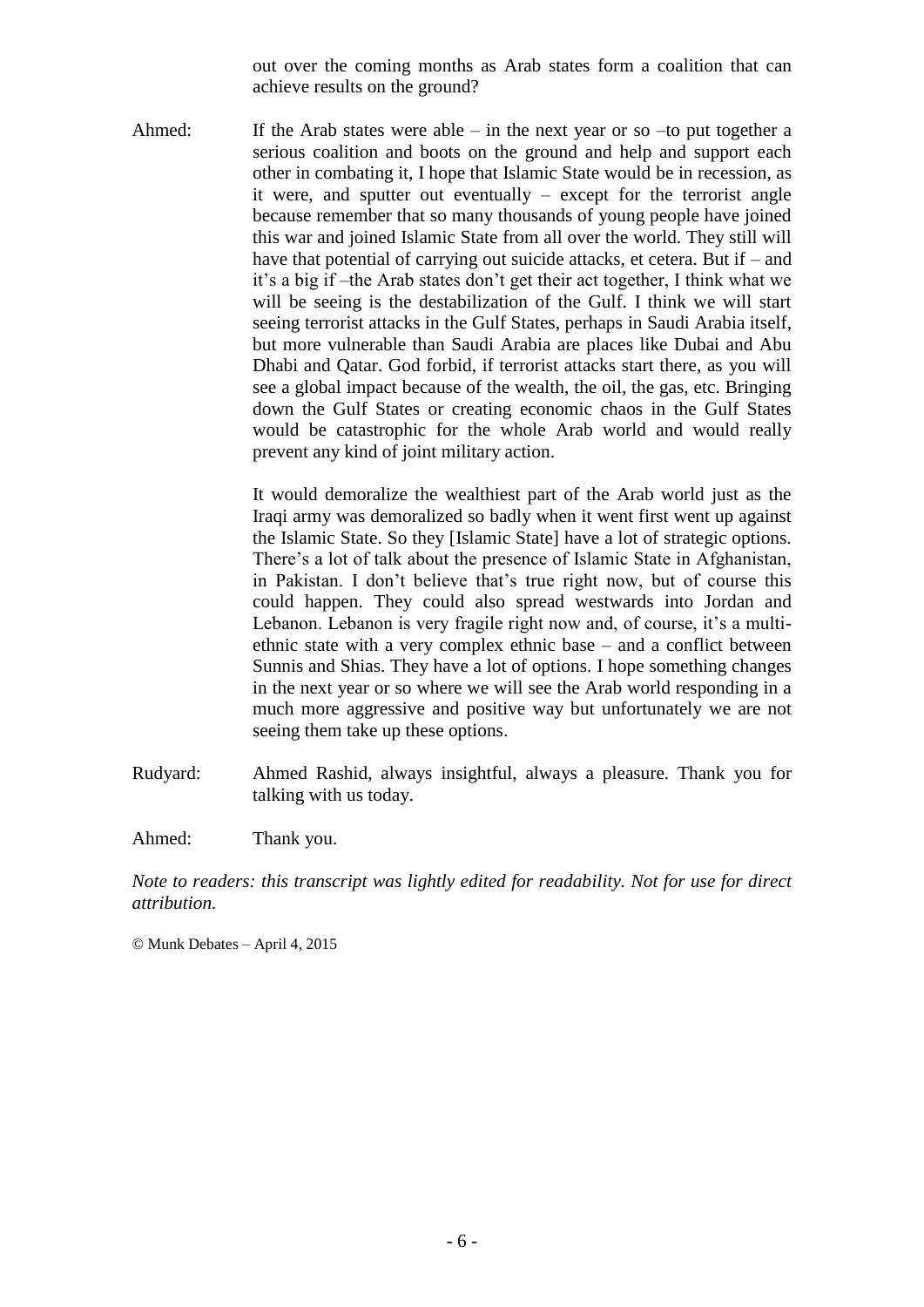out over the coming months as Arab states form a coalition that can achieve results on the ground?

Ahmed: If the Arab states were able – in the next year or so –to put together a serious coalition and boots on the ground and help and support each other in combating it, I hope that Islamic State would be in recession, as it were, and sputter out eventually – except for the terrorist angle because remember that so many thousands of young people have joined this war and joined Islamic State from all over the world. They still will have that potential of carrying out suicide attacks, et cetera. But if – and it's a big if –the Arab states don't get their act together, I think what we will be seeing is the destabilization of the Gulf. I think we will start seeing terrorist attacks in the Gulf States, perhaps in Saudi Arabia itself, but more vulnerable than Saudi Arabia are places like Dubai and Abu Dhabi and Qatar. God forbid, if terrorist attacks start there, as you will see a global impact because of the wealth, the oil, the gas, etc. Bringing down the Gulf States or creating economic chaos in the Gulf States would be catastrophic for the whole Arab world and would really prevent any kind of joint military action.

It would demoralize the wealthiest part of the Arab world just as the Iraqi army was demoralized so badly when it went first went up against the Islamic State. So they [Islamic State] have a lot of strategic options. There's a lot of talk about the presence of Islamic State in Afghanistan, in Pakistan. I don't believe that's true right now, but of course this could happen. They could also spread westwards into Jordan and Lebanon. Lebanon is very fragile right now and, of course, it's a multi-ethnic state with a very complex ethnic base – and a conflict between Sunnis and Shias. They have a lot of options. I hope something changes in the next year or so where we will see the Arab world responding in a much more aggressive and positive way but unfortunately we are not seeing them take up these options.

Rudyard: Ahmed Rashid, always insightful, always a pleasure. Thank you for talking with us today.

Ahmed: Thank you.

*Note to readers: this transcript was lightly edited for readability. Not for use for direct attribution.*

© Munk Debates – April 4, 2015